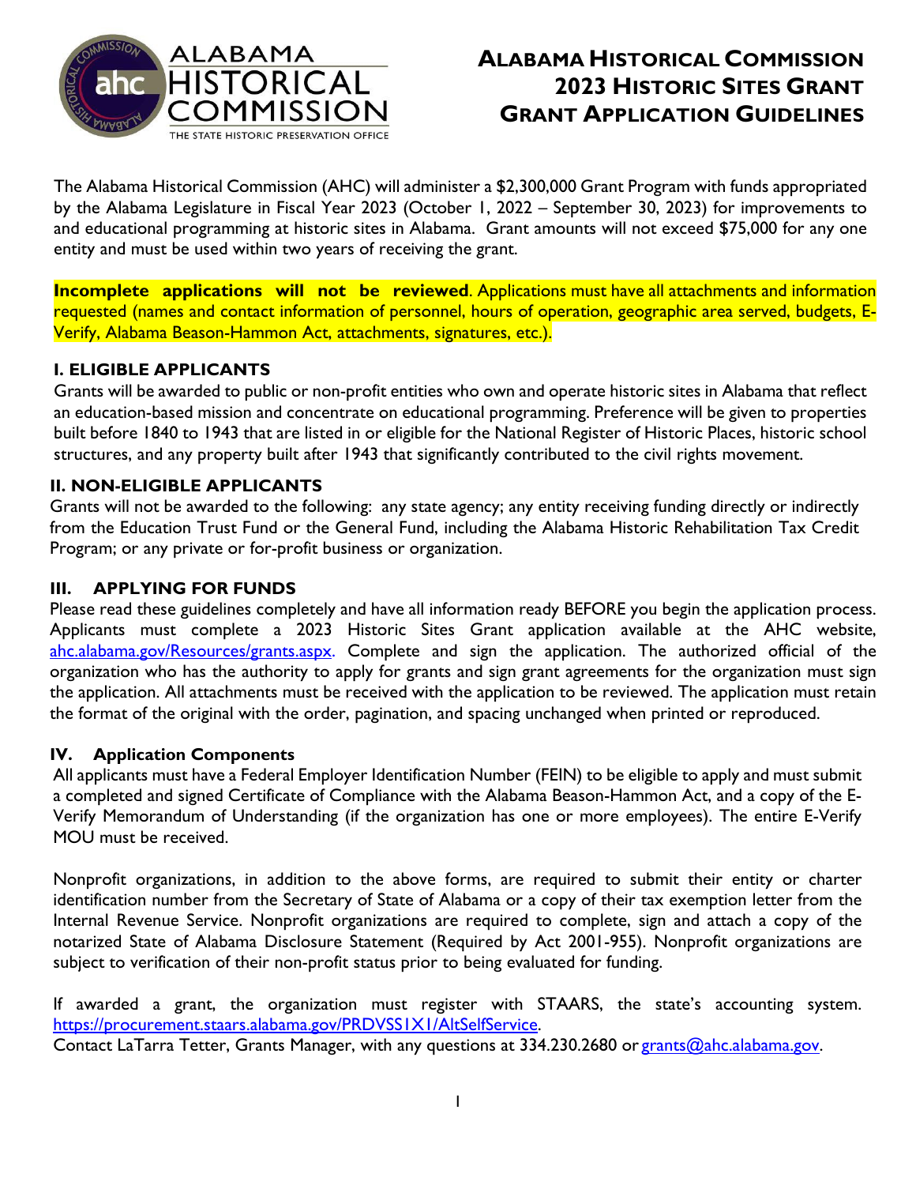# ALABAMA HISTORICAL COMMISSION 2023 HISTORIC SITES GRANT GRANT APPLICATION GUIDELINES

ALABAMA HISTORICAL COMMISSION
THE STATE HISTORIC PRESERVATION OFFICE

The Alabama Historical Commission (AHC) will administer a $2,300,000 Grant Program with funds appropriated by the Alabama Legislature in Fiscal Year 2023 (October 1, 2022 – September 30, 2023) for improvements to and educational programming at historic sites in Alabama. Grant amounts will not exceed $75,000 for any one entity and must be used within two years of receiving the grant.

**Incomplete applications will not be reviewed**. Applications must have all attachments and information requested (names and contact information of personnel, hours of operation, geographic area served, budgets, E-Verify, Alabama Beason-Hammon Act, attachments, signatures, etc.).

## I. ELIGIBLE APPLICANTS

Grants will be awarded to public or non-profit entities who own and operate historic sites in Alabama that reflect an education-based mission and concentrate on educational programming. Preference will be given to properties built before 1840 to 1943 that are listed in or eligible for the National Register of Historic Places, historic school structures, and any property built after 1943 that significantly contributed to the civil rights movement.

## II. NON-ELIGIBLE APPLICANTS

Grants will not be awarded to the following: any state agency; any entity receiving funding directly or indirectly from the Education Trust Fund or the General Fund, including the Alabama Historic Rehabilitation Tax Credit Program; or any private or for-profit business or organization.

## III. APPLYING FOR FUNDS

Please read these guidelines completely and have all information ready BEFORE you begin the application process. Applicants must complete a 2023 Historic Sites Grant application available at the AHC website, [ahc.alabama.gov/Resources/grants.aspx](ahc.alabama.gov/Resources/grants.aspx). Complete and sign the application. The authorized official of the organization who has the authority to apply for grants and sign grant agreements for the organization must sign the application. All attachments must be received with the application to be reviewed. The application must retain the format of the original with the order, pagination, and spacing unchanged when printed or reproduced.

## IV. Application Components

All applicants must have a Federal Employer Identification Number (FEIN) to be eligible to apply and must submit a completed and signed Certificate of Compliance with the Alabama Beason-Hammon Act, and a copy of the E-Verify Memorandum of Understanding (if the organization has one or more employees). The entire E-Verify MOU must be received.

Nonprofit organizations, in addition to the above forms, are required to submit their entity or charter identification number from the Secretary of State of Alabama or a copy of their tax exemption letter from the Internal Revenue Service. Nonprofit organizations are required to complete, sign and attach a copy of the notarized State of Alabama Disclosure Statement (Required by Act 2001-955). Nonprofit organizations are subject to verification of their non-profit status prior to being evaluated for funding.

If awarded a grant, the organization must register with STAARS, the state's accounting system. [https://procurement.staars.alabama.gov/PRDVSS1X1/AltSelfService](https://procurement.staars.alabama.gov/PRDVSS1X1/AltSelfService).
Contact LaTarra Tetter, Grants Manager, with any questions at 334.230.2680 or [grants@ahc.alabama.gov](mailto:grants@ahc.alabama.gov).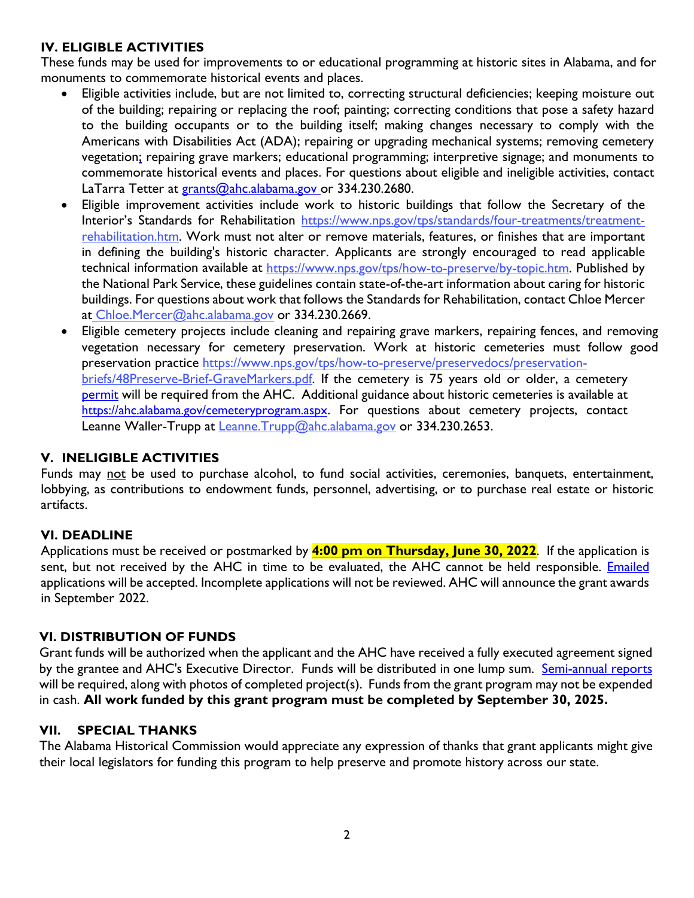## IV. ELIGIBLE ACTIVITIES

These funds may be used for improvements to or educational programming at historic sites in Alabama, and for monuments to commemorate historical events and places.

- Eligible activities include, but are not limited to, correcting structural deficiencies; keeping moisture out of the building; repairing or replacing the roof; painting; correcting conditions that pose a safety hazard to the building occupants or to the building itself; making changes necessary to comply with the Americans with Disabilities Act (ADA); repairing or upgrading mechanical systems; removing cemetery vegetation; repairing grave markers; educational programming; interpretive signage; and monuments to commemorate historical events and places. For questions about eligible and ineligible activities, contact LaTarra Tetter at grants@ahc.alabama.gov or 334.230.2680.
- Eligible improvement activities include work to historic buildings that follow the Secretary of the Interior's Standards for Rehabilitation https://www.nps.gov/tps/standards/four-treatments/treatment-rehabilitation.htm. Work must not alter or remove materials, features, or finishes that are important in defining the building's historic character. Applicants are strongly encouraged to read applicable technical information available at https://www.nps.gov/tps/how-to-preserve/by-topic.htm. Published by the National Park Service, these guidelines contain state-of-the-art information about caring for historic buildings. For questions about work that follows the Standards for Rehabilitation, contact Chloe Mercer at Chloe.Mercer@ahc.alabama.gov or 334.230.2669.
- Eligible cemetery projects include cleaning and repairing grave markers, repairing fences, and removing vegetation necessary for cemetery preservation. Work at historic cemeteries must follow good preservation practice https://www.nps.gov/tps/how-to-preserve/preservedocs/preservation-briefs/48Preserve-Brief-GraveMarkers.pdf. If the cemetery is 75 years old or older, a cemetery permit will be required from the AHC. Additional guidance about historic cemeteries is available at https://ahc.alabama.gov/cemeteryprogram.aspx. For questions about cemetery projects, contact Leanne Waller-Trupp at Leanne.Trupp@ahc.alabama.gov or 334.230.2653.

## V. INELIGIBLE ACTIVITIES

Funds may not be used to purchase alcohol, to fund social activities, ceremonies, banquets, entertainment, lobbying, as contributions to endowment funds, personnel, advertising, or to purchase real estate or historic artifacts.

## VI. DEADLINE

Applications must be received or postmarked by **4:00 pm on Thursday, June 30, 2022**. If the application is sent, but not received by the AHC in time to be evaluated, the AHC cannot be held responsible. Emailed applications will be accepted. Incomplete applications will not be reviewed. AHC will announce the grant awards in September 2022.

## VI. DISTRIBUTION OF FUNDS

Grant funds will be authorized when the applicant and the AHC have received a fully executed agreement signed by the grantee and AHC's Executive Director. Funds will be distributed in one lump sum. Semi-annual reports will be required, along with photos of completed project(s). Funds from the grant program may not be expended in cash. **All work funded by this grant program must be completed by September 30, 2025.**

## VII. SPECIAL THANKS

The Alabama Historical Commission would appreciate any expression of thanks that grant applicants might give their local legislators for funding this program to help preserve and promote history across our state.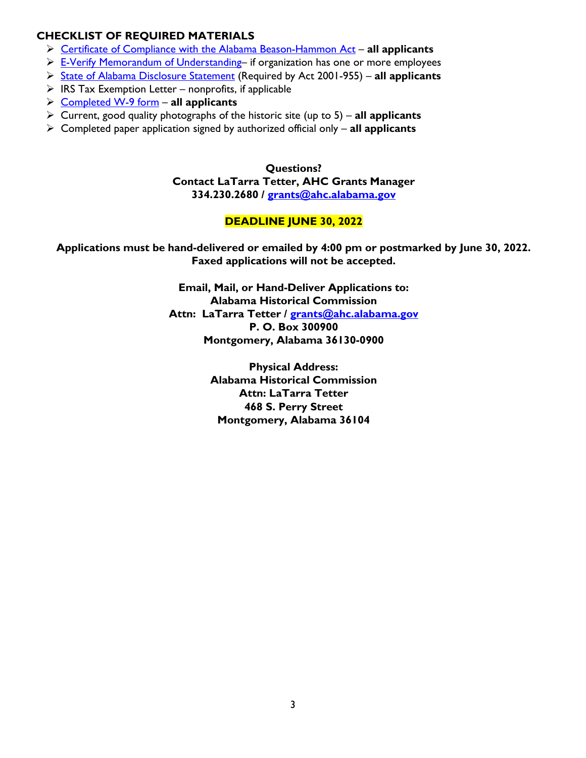## CHECKLIST OF REQUIRED MATERIALS

- Certificate of Compliance with the Alabama Beason-Hammon Act – **all applicants**
- E-Verify Memorandum of Understanding– if organization has one or more employees
- State of Alabama Disclosure Statement (Required by Act 2001-955) – **all applicants**
- IRS Tax Exemption Letter – nonprofits, if applicable
- Completed W-9 form – **all applicants**
- Current, good quality photographs of the historic site (up to 5) – **all applicants**
- Completed paper application signed by authorized official only – **all applicants**

**Questions?**
**Contact LaTarra Tetter, AHC Grants Manager**
**334.230.2680 / grants@ahc.alabama.gov**

**DEADLINE JUNE 30, 2022**

**Applications must be hand-delivered or emailed by 4:00 pm or postmarked by June 30, 2022. Faxed applications will not be accepted.**

**Email, Mail, or Hand-Deliver Applications to:**
**Alabama Historical Commission**
**Attn: LaTarra Tetter / grants@ahc.alabama.gov**
**P. O. Box 300900**
**Montgomery, Alabama 36130-0900**

**Physical Address:**
**Alabama Historical Commission**
**Attn: LaTarra Tetter**
**468 S. Perry Street**
**Montgomery, Alabama 36104**